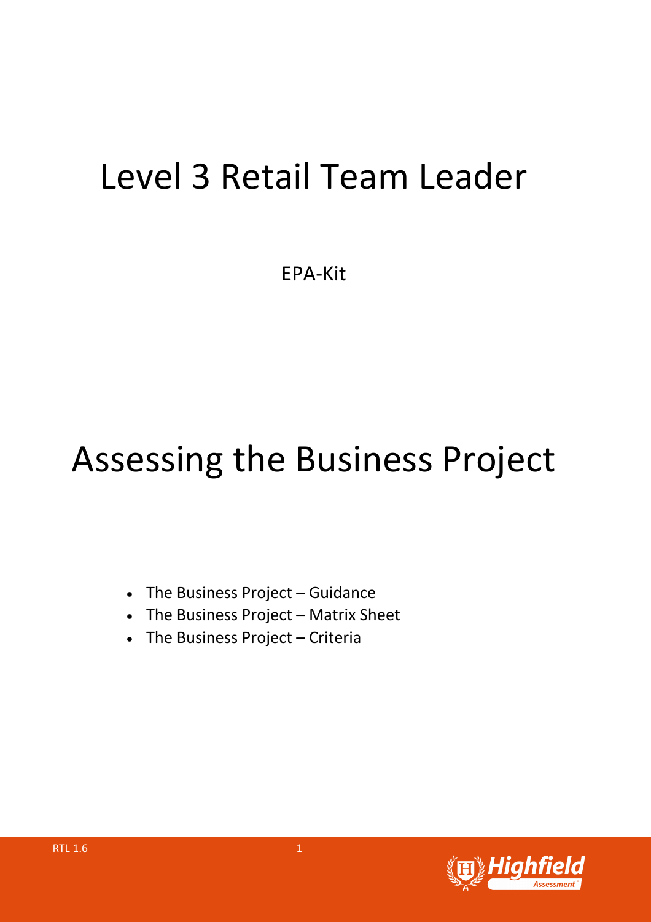# Level 3 Retail Team Leader

EPA-Kit

# Assessing the Business Project

- The Business Project – Guidance
- The Business Project – Matrix Sheet
- The Business Project – Criteria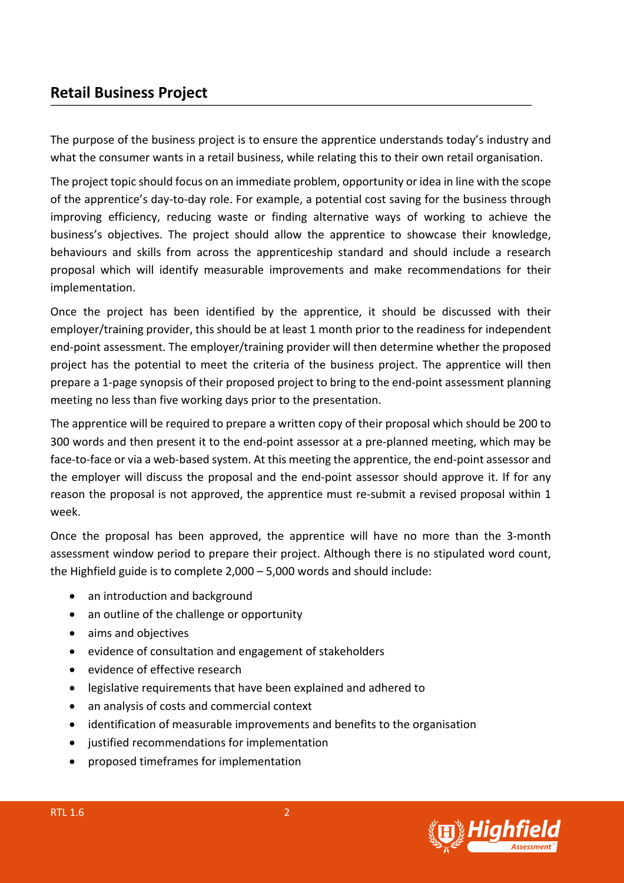## Retail Business Project

The purpose of the business project is to ensure the apprentice understands today's industry and what the consumer wants in a retail business, while relating this to their own retail organisation.

The project topic should focus on an immediate problem, opportunity or idea in line with the scope of the apprentice's day-to-day role. For example, a potential cost saving for the business through improving efficiency, reducing waste or finding alternative ways of working to achieve the business's objectives. The project should allow the apprentice to showcase their knowledge, behaviours and skills from across the apprenticeship standard and should include a research proposal which will identify measurable improvements and make recommendations for their implementation.

Once the project has been identified by the apprentice, it should be discussed with their employer/training provider, this should be at least 1 month prior to the readiness for independent end-point assessment. The employer/training provider will then determine whether the proposed project has the potential to meet the criteria of the business project. The apprentice will then prepare a 1-page synopsis of their proposed project to bring to the end-point assessment planning meeting no less than five working days prior to the presentation.

The apprentice will be required to prepare a written copy of their proposal which should be 200 to 300 words and then present it to the end-point assessor at a pre-planned meeting, which may be face-to-face or via a web-based system. At this meeting the apprentice, the end-point assessor and the employer will discuss the proposal and the end-point assessor should approve it. If for any reason the proposal is not approved, the apprentice must re-submit a revised proposal within 1 week.

Once the proposal has been approved, the apprentice will have no more than the 3-month assessment window period to prepare their project. Although there is no stipulated word count, the Highfield guide is to complete 2,000 – 5,000 words and should include:

- an introduction and background
- an outline of the challenge or opportunity
- aims and objectives
- evidence of consultation and engagement of stakeholders
- evidence of effective research
- legislative requirements that have been explained and adhered to
- an analysis of costs and commercial context
- identification of measurable improvements and benefits to the organisation
- justified recommendations for implementation
- proposed timeframes for implementation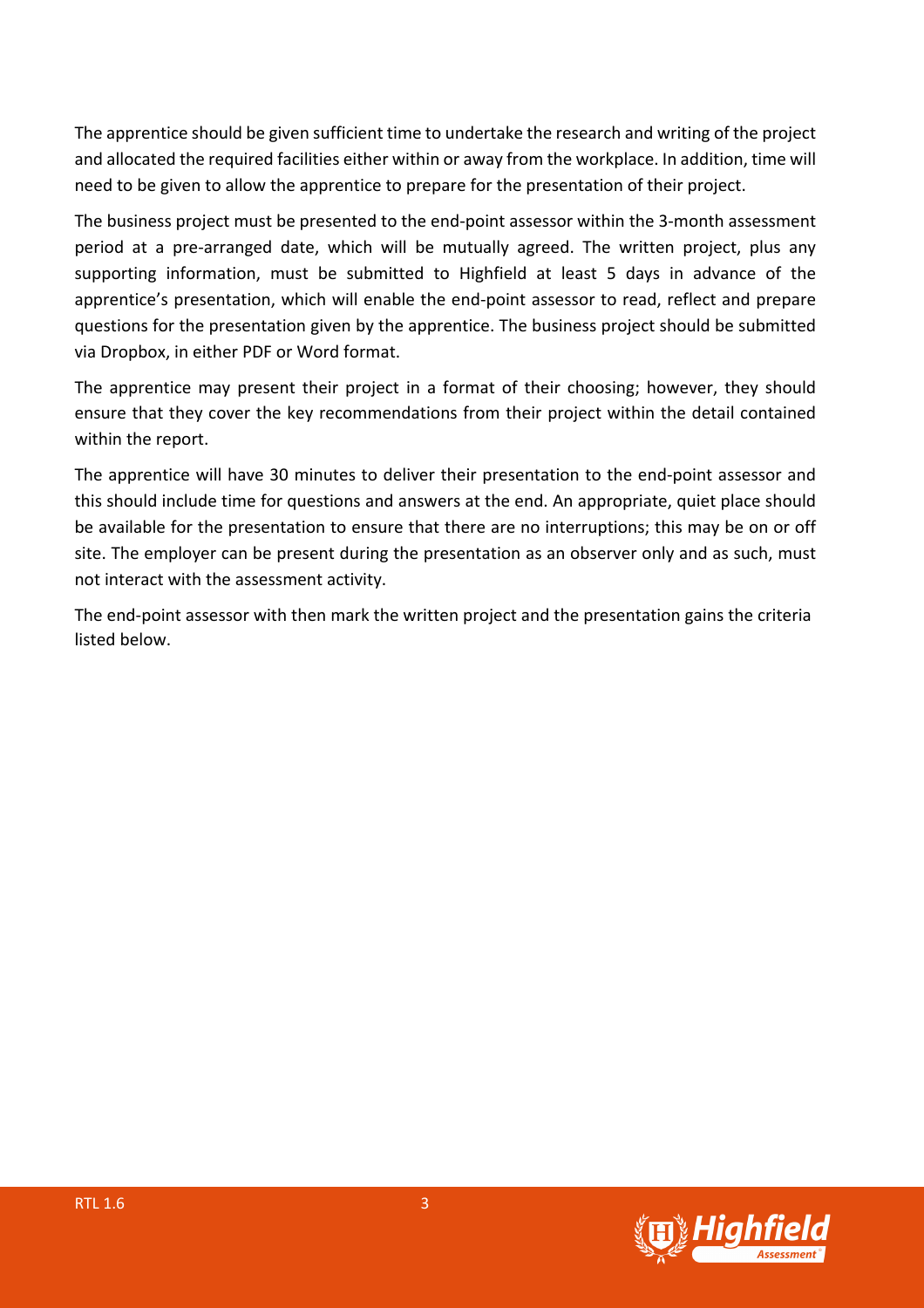The apprentice should be given sufficient time to undertake the research and writing of the project and allocated the required facilities either within or away from the workplace. In addition, time will need to be given to allow the apprentice to prepare for the presentation of their project.

The business project must be presented to the end-point assessor within the 3-month assessment period at a pre-arranged date, which will be mutually agreed. The written project, plus any supporting information, must be submitted to Highfield at least 5 days in advance of the apprentice's presentation, which will enable the end-point assessor to read, reflect and prepare questions for the presentation given by the apprentice. The business project should be submitted via Dropbox, in either PDF or Word format.

The apprentice may present their project in a format of their choosing; however, they should ensure that they cover the key recommendations from their project within the detail contained within the report.

The apprentice will have 30 minutes to deliver their presentation to the end-point assessor and this should include time for questions and answers at the end. An appropriate, quiet place should be available for the presentation to ensure that there are no interruptions; this may be on or off site. The employer can be present during the presentation as an observer only and as such, must not interact with the assessment activity.

The end-point assessor with then mark the written project and the presentation gains the criteria listed below.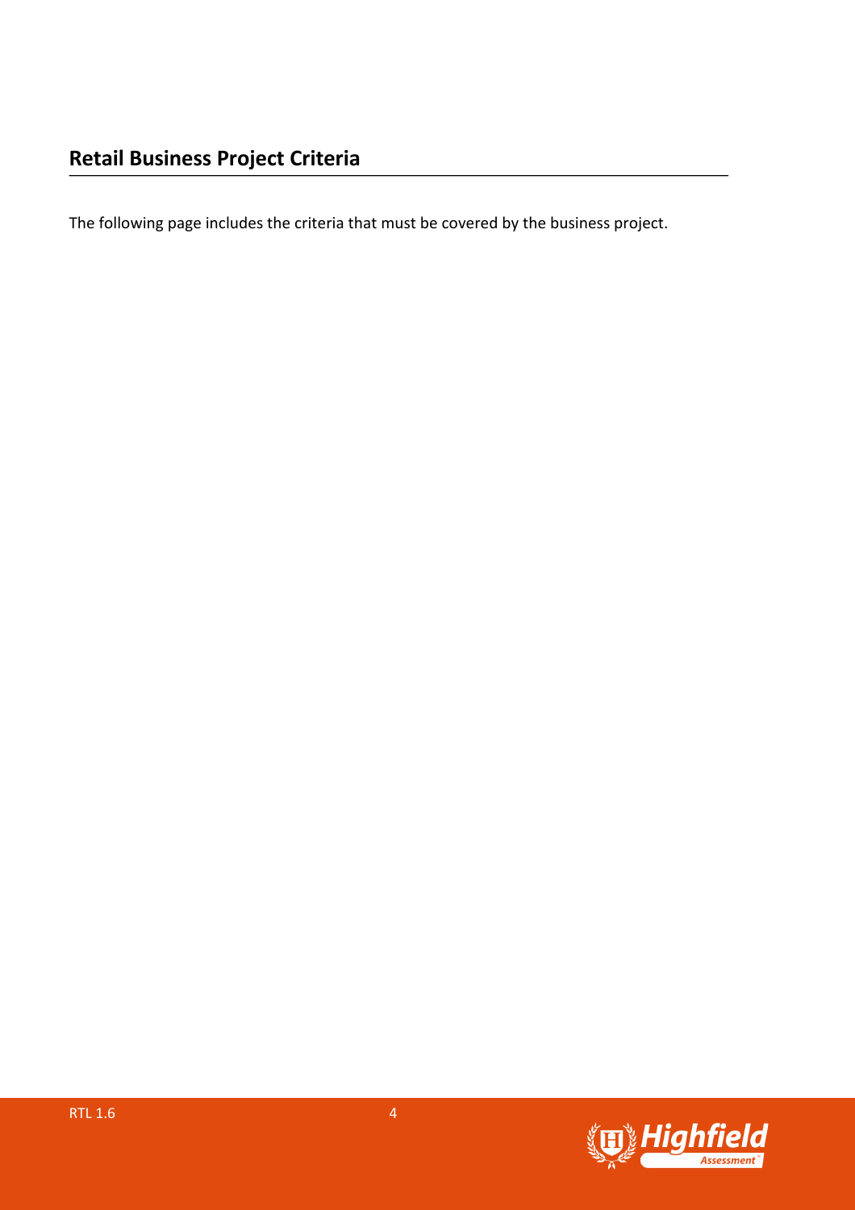## Retail Business Project Criteria

The following page includes the criteria that must be covered by the business project.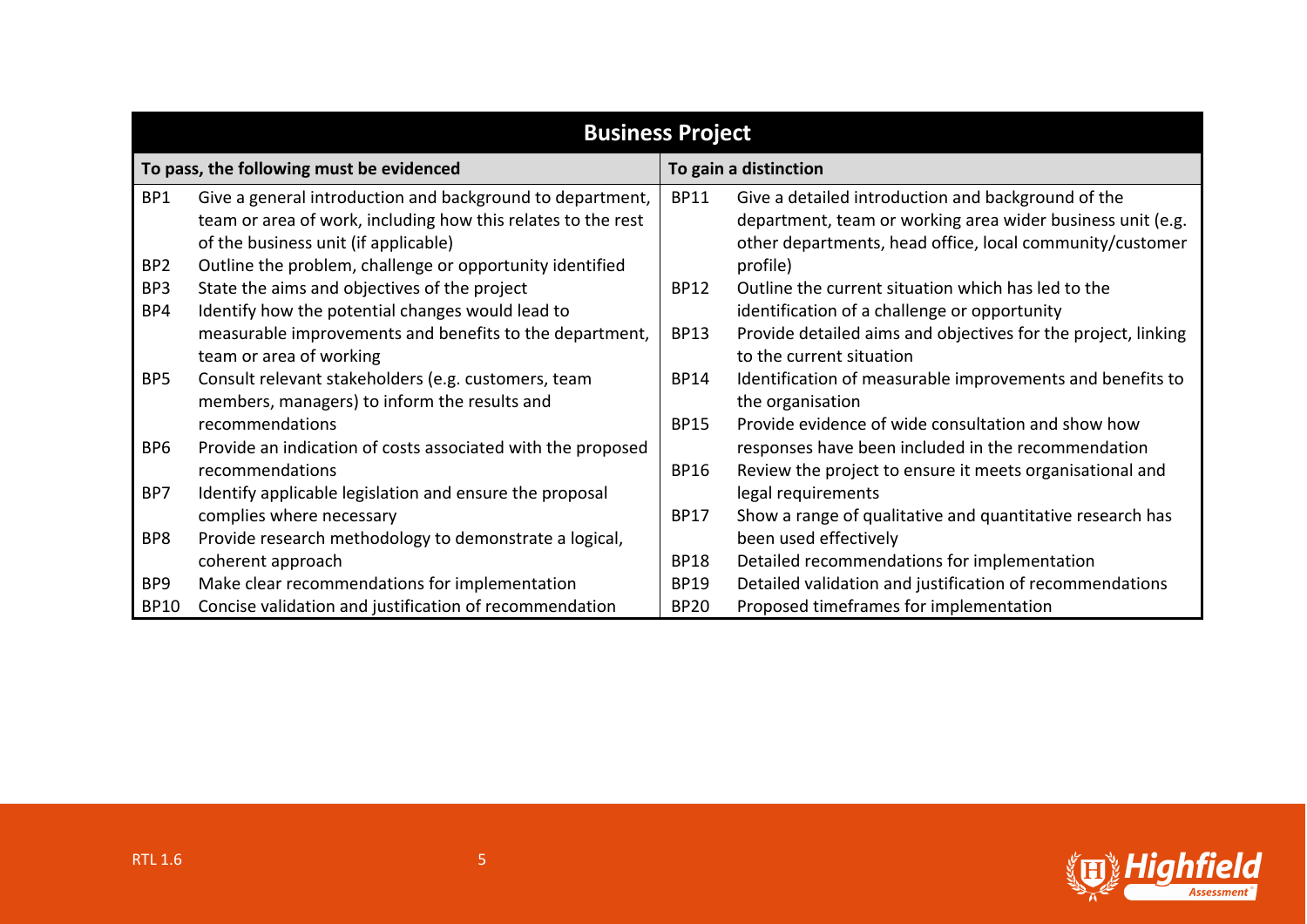| Business Project | | | |
|---|---|---|---|
| **To pass, the following must be evidenced** | | **To gain a distinction** | |
| BP1 | Give a general introduction and background to department, team or area of work, including how this relates to the rest of the business unit (if applicable) | BP11 | Give a detailed introduction and background of the department, team or working area wider business unit (e.g. other departments, head office, local community/customer profile) |
| BP2 | Outline the problem, challenge or opportunity identified | BP12 | Outline the current situation which has led to the identification of a challenge or opportunity |
| BP3 | State the aims and objectives of the project | BP13 | Provide detailed aims and objectives for the project, linking to the current situation |
| BP4 | Identify how the potential changes would lead to measurable improvements and benefits to the department, team or area of working | BP14 | Identification of measurable improvements and benefits to the organisation |
| BP5 | Consult relevant stakeholders (e.g. customers, team members, managers) to inform the results and recommendations | BP15 | Provide evidence of wide consultation and show how responses have been included in the recommendation |
| BP6 | Provide an indication of costs associated with the proposed recommendations | BP16 | Review the project to ensure it meets organisational and legal requirements |
| BP7 | Identify applicable legislation and ensure the proposal complies where necessary | BP17 | Show a range of qualitative and quantitative research has been used effectively |
| BP8 | Provide research methodology to demonstrate a logical, coherent approach | BP18 | Detailed recommendations for implementation |
| BP9 | Make clear recommendations for implementation | BP19 | Detailed validation and justification of recommendations |
| BP10 | Concise validation and justification of recommendation | BP20 | Proposed timeframes for implementation |